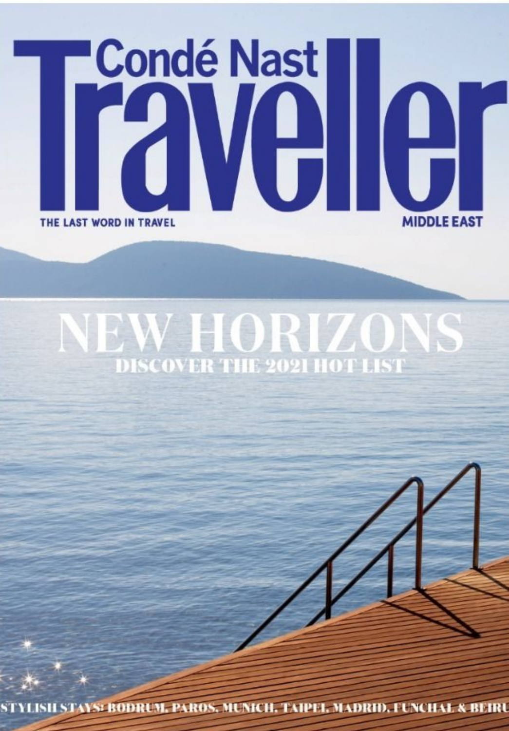# Condé Nast Traveller

THE LAST WORD IN TRAVEL

MIDDLE EAST

## NEW HORIZONS

DISCOVER THE 2021 HOT LIST

STYLISH STAYS: BODRUM, PAROS, MUNICH, TAIPEI, MADRID, FUNCHAL & BEIRU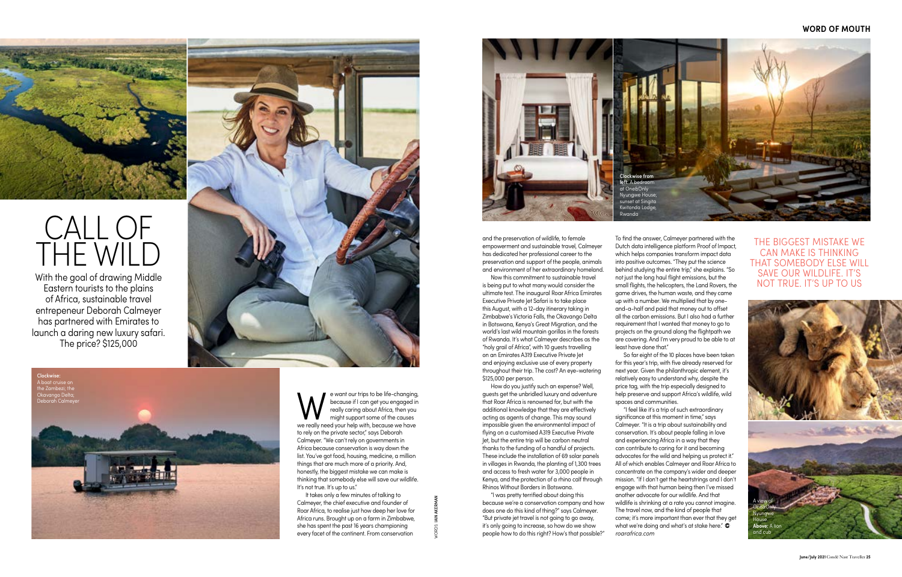# CALL OF THE WILD

With the goal of drawing Middle Eastern tourists to the plains of Africa, sustainable travel entrepeneur Deborah Calmeyer has partnered with Emirates to launch a daring new luxury safari. The price? $125,000

**Clockwise:** A boat cruise on the Zambezi; the Okavango Delta; Deborah Calmeyer

We want our trips to be life-changing, because if I can get you engaged in really caring about Africa, then you might support some of the causes we really need your help with, because we have to rely on the private sector," says Deborah Calmeyer. "We can't rely on governments in Africa because conservation is way down the list. You've got food, housing, medicine, a million things that are much more of a priority. And, honestly, the biggest mistake we can make is thinking that somebody else will save our wildlife. It's not true. It's up to us."

It takes only a few minutes of talking to Calmeyer, the chief executive and founder of Roar Africa, to realise just how deep her love for Africa runs. Brought up on a farm in Zimbabwe, she has spent the past 16 years championing every facet of the continent. From conservation and the preservation of wildlife, to female empowerment and sustainable travel, Calmeyer has dedicated her professional career to the preservation and support of the people, animals and environment of her extraordinary homeland.

WORDS: IAIN AKERMAN

Now this commitment to sustainable travel is being put to what many would consider the ultimate test. The inaugural Roar Africa Emirates Executive Private Jet Safari is to take place this August, with a 12-day itinerary taking in Zimbabwe's Victoria Falls, the Okavango Delta in Botswana, Kenya's Great Migration, and the world's last wild mountain gorillas in the forests of Rwanda. It's what Calmeyer describes as the "holy grail of Africa", with 10 guests travelling on an Emirates A319 Executive Private Jet and enjoying exclusive use of every property throughout their trip. The cost? An eye-watering $125,000 per person.

How do you justify such an expense? Well, guests get the unbridled luxury and adventure that Roar Africa is renowned for, but with the additional knowledge that they are effectively acting as agents of change. This may sound impossible given the environmental impact of flying on a customised A319 Executive Private Jet, but the entire trip will be carbon neutral thanks to the funding of a handful of projects. These include the installation of 69 solar panels in villages in Rwanda, the planting of 1,300 trees and access to fresh water for 3,000 people in Kenya, and the protection of a rhino calf through Rhinos Without Borders in Botswana.

"I was pretty terrified about doing this because we're a conservation company and how does one do this kind of thing?" says Calmeyer. "But private jet travel is not going to go away, it's only going to increase, so how do we show people how to do this right? How's that possible?"

**Clockwise from left:** A bedroom at One&Only Nyungwe House; sunset at Singita Kwitonda Lodge, Rwanda

To find the answer, Calmeyer partnered with the Dutch data intelligence platform Proof of Impact, which helps companies transform impact data into positive outcomes. "They put the science behind studying the entire trip," she explains. "So not just the long haul flight emissions, but the small flights, the helicopters, the Land Rovers, the game drives, the human waste, and they came up with a number. We multiplied that by one-and-a-half and paid that money out to offset all the carbon emissions. But I also had a further requirement that I wanted that money to go to projects on the ground along the flightpath we are covering. And I'm very proud to be able to at least have done that."

So far eight of the 10 places have been taken for this year's trip, with five already reserved for next year. Given the philanthropic element, it's relatively easy to understand why, despite the price tag, with the trip especially designed to help preserve and support Africa's wildlife, wild spaces and communities.

"I feel like it's a trip of such extraordinary significance at this moment in time," says Calmeyer. "It is a trip about sustainability and conservation. It's about people falling in love and experiencing Africa in a way that they can contribute to caring for it and becoming advocates for the wild and helping us protect it." All of which enables Calmeyer and Roar Africa to concentrate on the company's wider and deeper mission. "If I don't get the heartstrings and I don't engage with that human being then I've missed another advocate for our wildlife. And that wildlife is shrinking at a rate you cannot imagine. The travel now, and the kind of people that come; it's more important than ever that they get what we're doing and what's at stake here." *roarafrica.com*

THE BIGGEST MISTAKE WE CAN MAKE IS THINKING THAT SOMEBODY ELSE WILL SAVE OUR WILDLIFE. IT'S NOT TRUE. IT'S UP TO US

A view of One&Only Nyungwe House. **Above:** A lion and cub